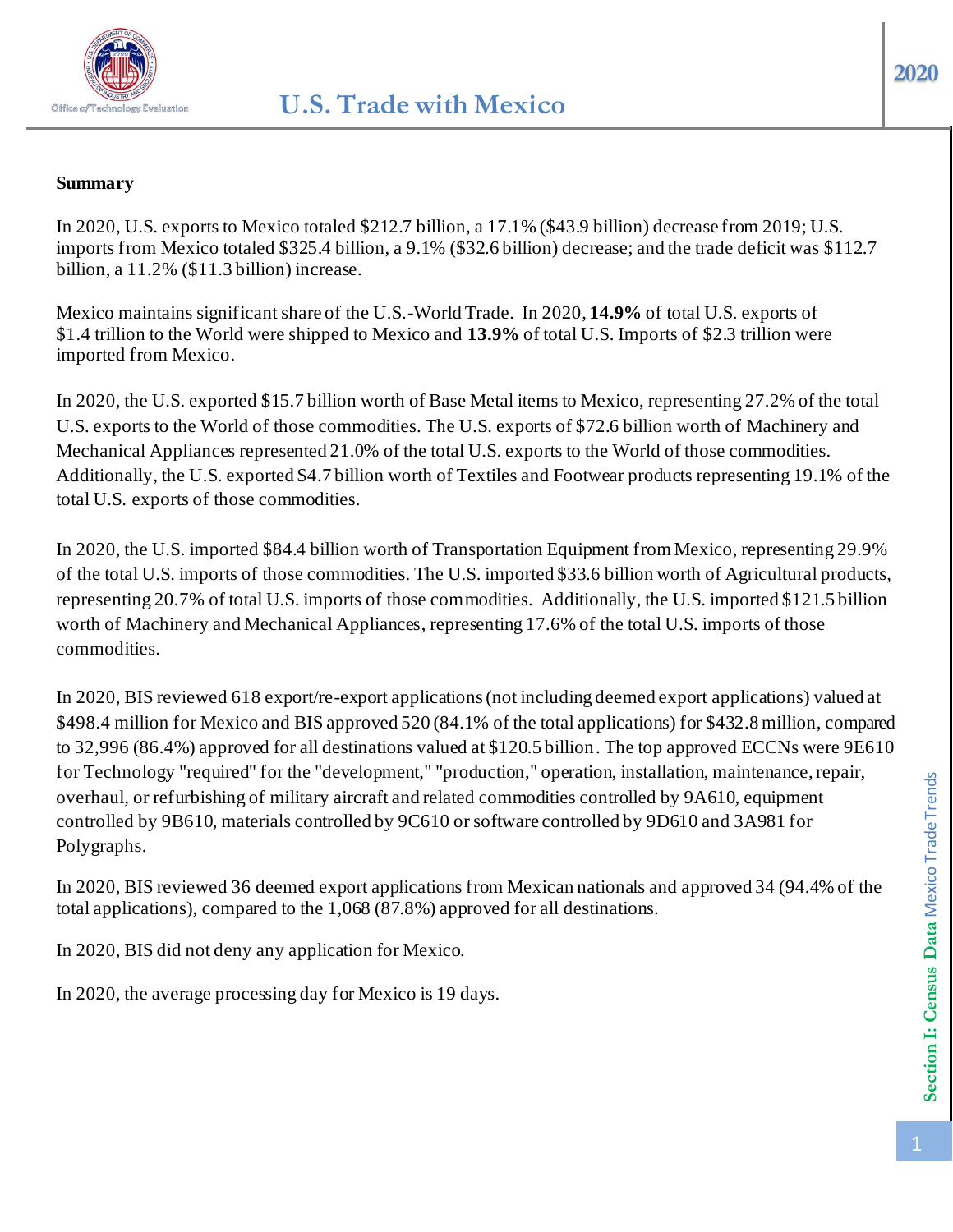# U.S. Trade with Mexico

## Summary

In 2020, U.S. exports to Mexico totaled $212.7 billion, a 17.1% ($43.9 billion) decrease from 2019; U.S. imports from Mexico totaled $325.4 billion, a 9.1% ($32.6 billion) decrease; and the trade deficit was $112.7 billion, a 11.2% ($11.3 billion) increase.

Mexico maintains significant share of the U.S.-World Trade. In 2020, **14.9%** of total U.S. exports of $1.4 trillion to the World were shipped to Mexico and **13.9%** of total U.S. Imports of $2.3 trillion were imported from Mexico.

In 2020, the U.S. exported $15.7 billion worth of Base Metal items to Mexico, representing 27.2% of the total U.S. exports to the World of those commodities. The U.S. exports of $72.6 billion worth of Machinery and Mechanical Appliances represented 21.0% of the total U.S. exports to the World of those commodities. Additionally, the U.S. exported $4.7 billion worth of Textiles and Footwear products representing 19.1% of the total U.S. exports of those commodities.

In 2020, the U.S. imported $84.4 billion worth of Transportation Equipment from Mexico, representing 29.9% of the total U.S. imports of those commodities. The U.S. imported $33.6 billion worth of Agricultural products, representing 20.7% of total U.S. imports of those commodities. Additionally, the U.S. imported $121.5 billion worth of Machinery and Mechanical Appliances, representing 17.6% of the total U.S. imports of those commodities.

In 2020, BIS reviewed 618 export/re-export applications (not including deemed export applications) valued at $498.4 million for Mexico and BIS approved 520 (84.1% of the total applications) for $432.8 million, compared to 32,996 (86.4%) approved for all destinations valued at $120.5 billion. The top approved ECCNs were 9E610 for Technology "required" for the "development," "production," operation, installation, maintenance, repair, overhaul, or refurbishing of military aircraft and related commodities controlled by 9A610, equipment controlled by 9B610, materials controlled by 9C610 or software controlled by 9D610 and 3A981 for Polygraphs.

In 2020, BIS reviewed 36 deemed export applications from Mexican nationals and approved 34 (94.4% of the total applications), compared to the 1,068 (87.8%) approved for all destinations.

In 2020, BIS did not deny any application for Mexico.

In 2020, the average processing day for Mexico is 19 days.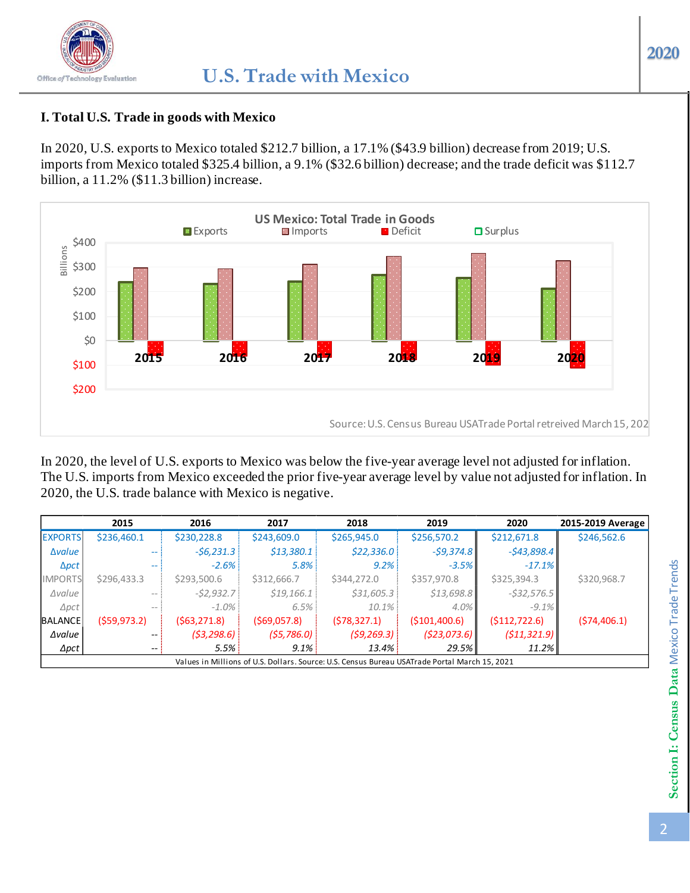## I. Total U.S. Trade in goods with Mexico

In 2020, U.S. exports to Mexico totaled $212.7 billion, a 17.1% ($43.9 billion) decrease from 2019; U.S. imports from Mexico totaled $325.4 billion, a 9.1% ($32.6 billion) decrease; and the trade deficit was $112.7 billion, a 11.2% ($11.3 billion) increase.

US Mexico: Total Trade in Goods

Exports Imports Deficit Surplus

Billions

$400
$300
$200
$100
$0
$100
$200

2015 2016 2017 2018 2019 2020

Source: U.S. Census Bureau USATrade Portal retreived March 15, 202

In 2020, the level of U.S. exports to Mexico was below the five-year average level not adjusted for inflation. The U.S. imports from Mexico exceeded the prior five-year average level by value not adjusted for inflation. In 2020, the U.S. trade balance with Mexico is negative.

| | 2015 | 2016 | 2017 | 2018 | 2019 | 2020 | 2015-2019 Average |
|---|---|---|---|---|---|---|---|
| EXPORTS | $236,460.1 | $230,228.8 | $243,609.0 | $265,945.0 | $256,570.2 | $212,671.8 | $246,562.6 |
| *Δvalue* | -- | *-$6,231.3* | *$13,380.1* | *$22,336.0* | *-$9,374.8* | *-$43,898.4* | |
| *Δpct* | -- | *-2.6%* | *5.8%* | *9.2%* | *-3.5%* | *-17.1%* | |
| IMPORTS | $296,433.3 | $293,500.6 | $312,666.7 | $344,272.0 | $357,970.8 | $325,394.3 | $320,968.7 |
| *Δvalue* | -- | *-$2,932.7* | *$19,166.1* | *$31,605.3* | *$13,698.8* | *-$32,576.5* | |
| *Δpct* | -- | *-1.0%* | *6.5%* | *10.1%* | *4.0%* | *-9.1%* | |
| BALANCE | ($59,973.2) | ($63,271.8) | ($69,057.8) | ($78,327.1) | ($101,400.6) | ($112,722.6) | ($74,406.1) |
| *Δvalue* | -- | *($3,298.6)* | *($5,786.0)* | *($9,269.3)* | *($23,073.6)* | *($11,321.9)* | |
| *Δpct* | -- | *5.5%* | *9.1%* | *13.4%* | *29.5%* | *11.2%* | |

Values in Millions of U.S. Dollars. Source: U.S. Census Bureau USATrade Portal March 15, 2021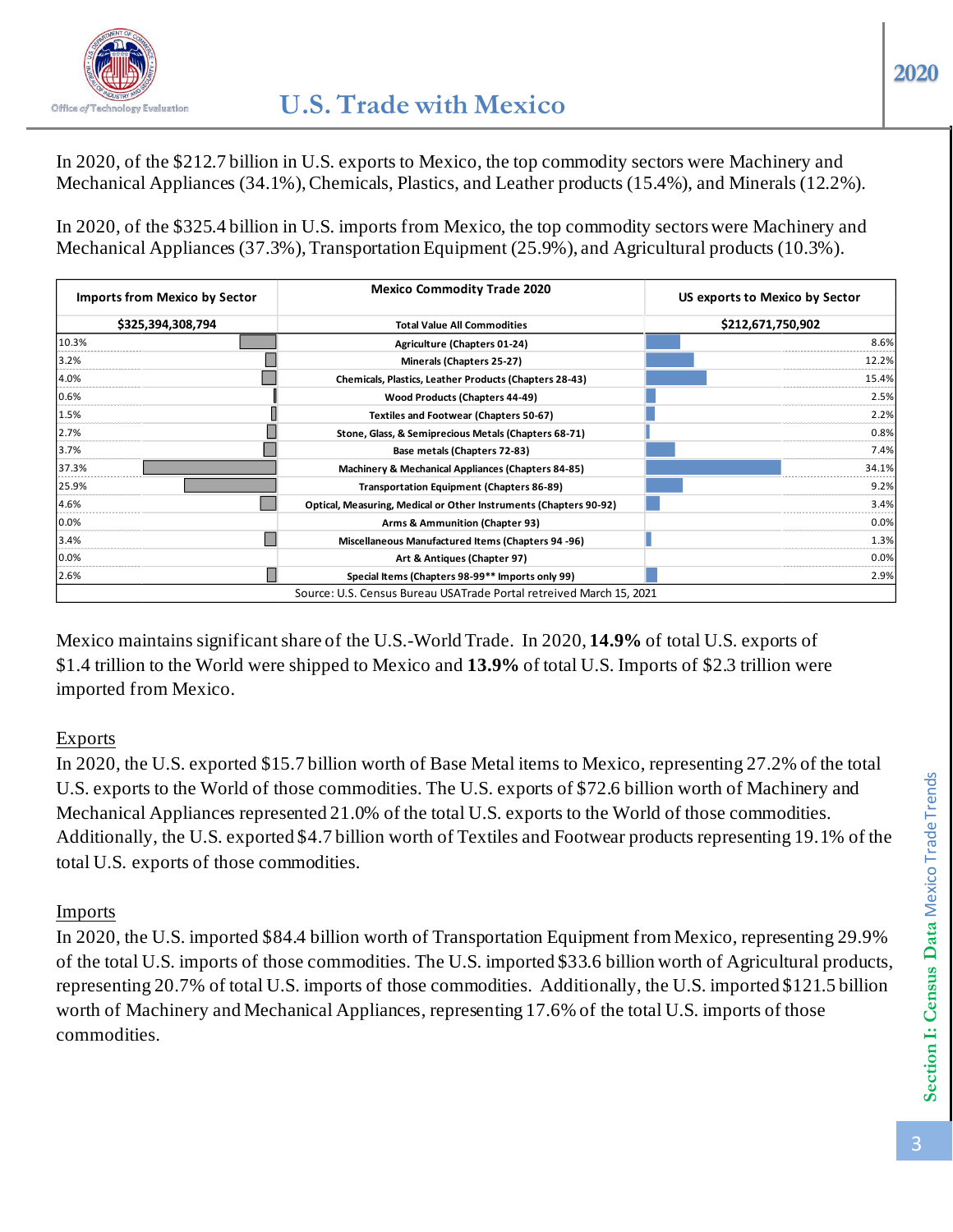# U.S. Trade with Mexico

In 2020, of the $212.7 billion in U.S. exports to Mexico, the top commodity sectors were Machinery and Mechanical Appliances (34.1%), Chemicals, Plastics, and Leather products (15.4%), and Minerals (12.2%).

In 2020, of the $325.4 billion in U.S. imports from Mexico, the top commodity sectors were Machinery and Mechanical Appliances (37.3%), Transportation Equipment (25.9%), and Agricultural products (10.3%).

| Imports from Mexico by Sector | Mexico Commodity Trade 2020 | US exports to Mexico by Sector |
|---|---|---|
| $325,394,308,794 | Total Value All Commodities | $212,671,750,902 |
| 10.3% | Agriculture (Chapters 01-24) | 8.6% |
| 3.2% | Minerals (Chapters 25-27) | 12.2% |
| 4.0% | Chemicals, Plastics, Leather Products (Chapters 28-43) | 15.4% |
| 0.6% | Wood Products (Chapters 44-49) | 2.5% |
| 1.5% | Textiles and Footwear (Chapters 50-67) | 2.2% |
| 2.7% | Stone, Glass, & Semiprecious Metals (Chapters 68-71) | 0.8% |
| 3.7% | Base metals (Chapters 72-83) | 7.4% |
| 37.3% | Machinery & Mechanical Appliances (Chapters 84-85) | 34.1% |
| 25.9% | Transportation Equipment (Chapters 86-89) | 9.2% |
| 4.6% | Optical, Measuring, Medical or Other Instruments (Chapters 90-92) | 3.4% |
| 0.0% | Arms & Ammunition (Chapter 93) | 0.0% |
| 3.4% | Miscellaneous Manufactured Items (Chapters 94 -96) | 1.3% |
| 0.0% | Art & Antiques (Chapter 97) | 0.0% |
| 2.6% | Special Items (Chapters 98-99** Imports only 99) | 2.9% |

Source: U.S. Census Bureau USATrade Portal retreived March 15, 2021

Mexico maintains significant share of the U.S.-World Trade. In 2020, **14.9%** of total U.S. exports of $1.4 trillion to the World were shipped to Mexico and **13.9%** of total U.S. Imports of $2.3 trillion were imported from Mexico.

## Exports

In 2020, the U.S. exported $15.7 billion worth of Base Metal items to Mexico, representing 27.2% of the total U.S. exports to the World of those commodities. The U.S. exports of $72.6 billion worth of Machinery and Mechanical Appliances represented 21.0% of the total U.S. exports to the World of those commodities. Additionally, the U.S. exported $4.7 billion worth of Textiles and Footwear products representing 19.1% of the total U.S. exports of those commodities.

## Imports

In 2020, the U.S. imported $84.4 billion worth of Transportation Equipment from Mexico, representing 29.9% of the total U.S. imports of those commodities. The U.S. imported $33.6 billion worth of Agricultural products, representing 20.7% of total U.S. imports of those commodities. Additionally, the U.S. imported $121.5 billion worth of Machinery and Mechanical Appliances, representing 17.6% of the total U.S. imports of those commodities.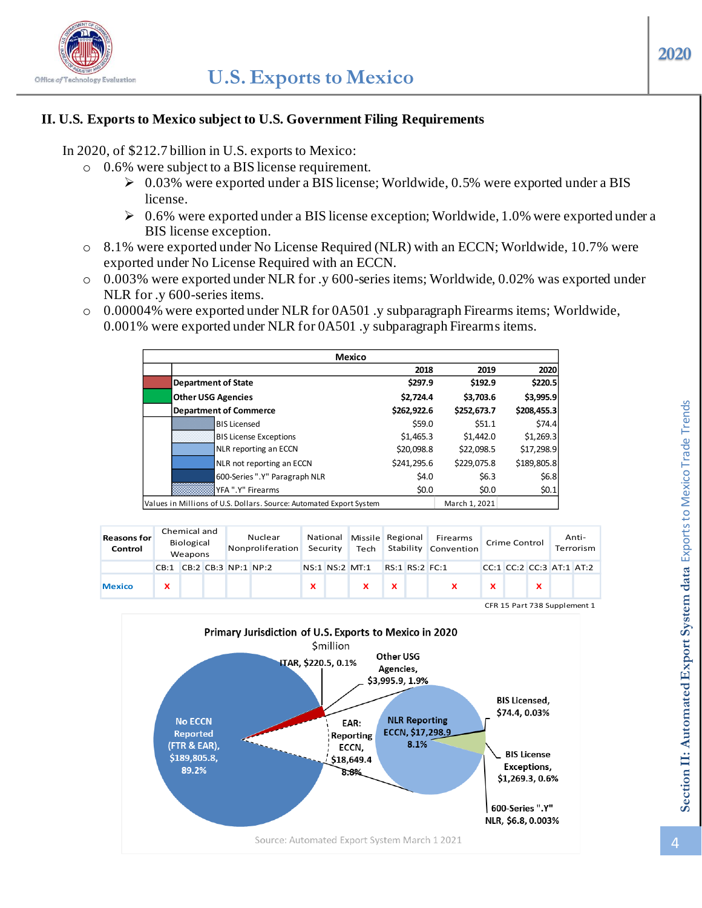## II. U.S. Exports to Mexico subject to U.S. Government Filing Requirements

In 2020, of $212.7 billion in U.S. exports to Mexico:

- 0.6% were subject to a BIS license requirement.
  - 0.03% were exported under a BIS license; Worldwide, 0.5% were exported under a BIS license.
  - 0.6% were exported under a BIS license exception; Worldwide, 1.0% were exported under a BIS license exception.
- 8.1% were exported under No License Required (NLR) with an ECCN; Worldwide, 10.7% were exported under No License Required with an ECCN.
- 0.003% were exported under NLR for .y 600-series items; Worldwide, 0.02% was exported under NLR for .y 600-series items.
- 0.00004% were exported under NLR for 0A501 .y subparagraph Firearms items; Worldwide, 0.001% were exported under NLR for 0A501 .y subparagraph Firearms items.

| Mexico | 2018 | 2019 | 2020 |
|---|---|---|---|
| **Department of State** | **$297.9** | **$192.9** | **$220.5** |
| **Other USG Agencies** | **$2,724.4** | **$3,703.6** | **$3,995.9** |
| **Department of Commerce** | **$262,922.6** | **$252,673.7** | **$208,455.3** |
| BIS Licensed | $59.0 | $51.1 | $74.4 |
| BIS License Exceptions | $1,465.3 | $1,442.0 | $1,269.3 |
| NLR reporting an ECCN | $20,098.8 | $22,098.5 | $17,298.9 |
| NLR not reporting an ECCN | $241,295.6 | $229,075.8 | $189,805.8 |
| 600-Series ".Y" Paragraph NLR | $4.0 | $6.3 | $6.8 |
| YFA ".Y" Firearms | $0.0 | $0.0 | $0.1 |

Values in Millions of U.S. Dollars. Source: Automated Export System March 1, 2021

| Reasons for Control | Chemical and Biological Weapons | | | Nuclear Nonproliferation | | National Security | | Missile Tech | Regional Stability | | Firearms Convention | Crime Control | | | Anti-Terrorism | |
|---|---|---|---|---|---|---|---|---|---|---|---|---|---|---|---|---|
| | CB:1 | CB:2 | CB:3 | NP:1 | NP:2 | NS:1 | NS:2 | MT:1 | RS:1 | RS:2 | FC:1 | CC:1 | CC:2 | CC:3 | AT:1 | AT:2 |
| Mexico | x | | | | | x | | x | x | | x | x | | x | | |

CFR 15 Part 738 Supplement 1

Primary Jurisdiction of U.S. Exports to Mexico in 2020
$million

ITAR, $220.5, 0.1%
Other USG Agencies, $3,995.9, 1.9%
No ECCN Reported (FTR & EAR), $189,805.8, 89.2%
EAR: Reporting ECCN, $18,649.4 8.8%
NLR Reporting ECCN, $17,298.9 8.1%
BIS Licensed, $74.4, 0.03%
BIS License Exceptions, $1,269.3, 0.6%
600-Series ".Y" NLR, $6.8, 0.003%

Source: Automated Export System March 1 2021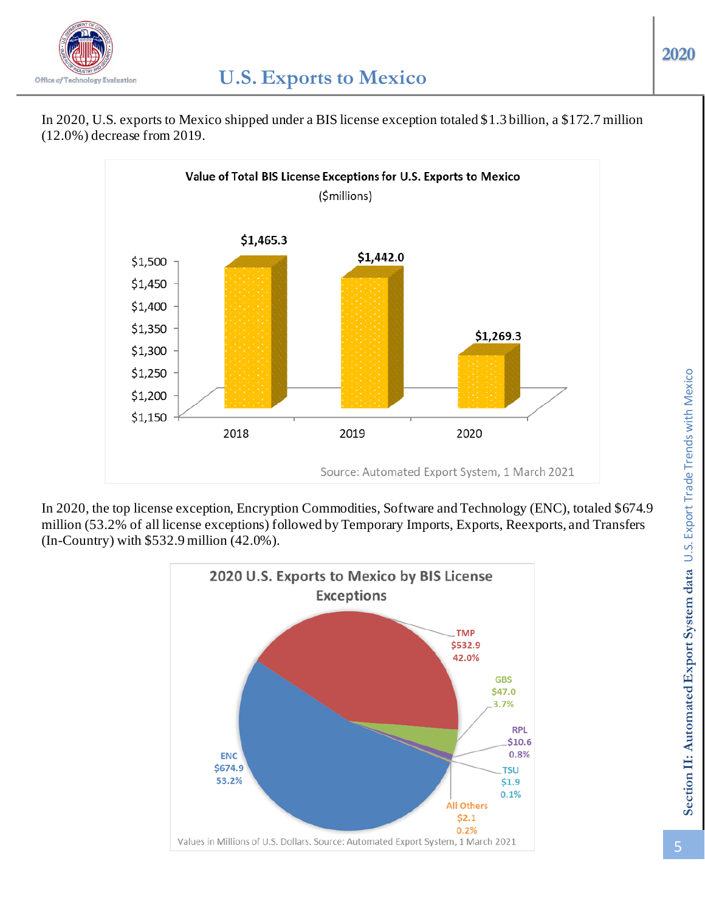# U.S. Exports to Mexico

In 2020, U.S. exports to Mexico shipped under a BIS license exception totaled $1.3 billion, a $172.7 million (12.0%) decrease from 2019.

Value of Total BIS License Exceptions for U.S. Exports to Mexico

($millions)

$1,465.3

$1,442.0

$1,269.3

$1,500
$1,450
$1,400
$1,350
$1,300
$1,250
$1,200
$1,150

2018
2019
2020

Source: Automated Export System, 1 March 2021

In 2020, the top license exception, Encryption Commodities, Software and Technology (ENC), totaled $674.9 million (53.2% of all license exceptions) followed by Temporary Imports, Exports, Reexports, and Transfers (In-Country) with $532.9 million (42.0%).

2020 U.S. Exports to Mexico by BIS License Exceptions

TMP
$532.9
42.0%

GBS
$47.0
3.7%

RPL
$10.6
0.8%

TSU
$1.9
0.1%

All Others
$2.1
0.2%

ENC
$674.9
53.2%

Values in Millions of U.S. Dollars. Source: Automated Export System, 1 March 2021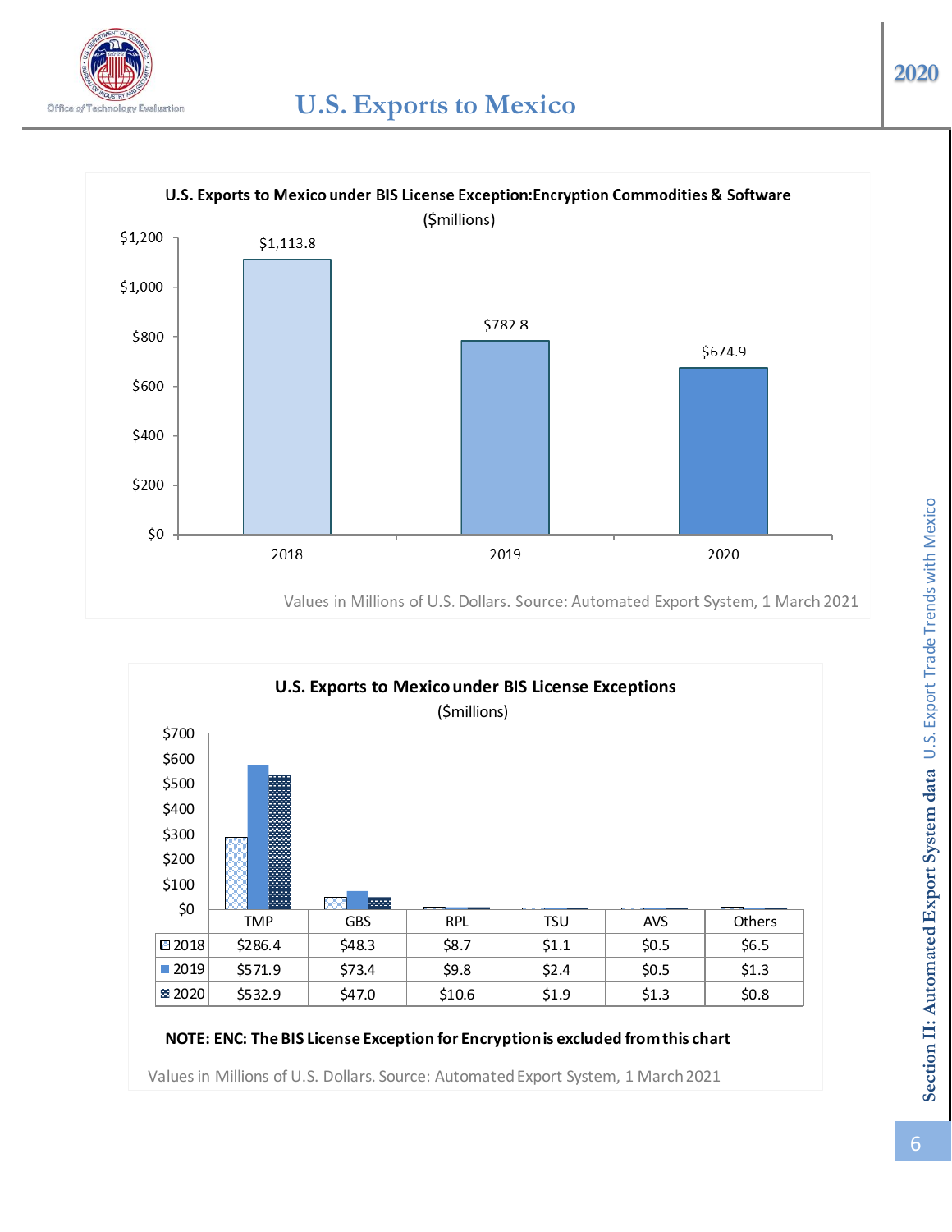# U.S. Exports to Mexico

U.S. Exports to Mexico under BIS License Exception:Encryption Commodities & Software
($millions)

$1,200
$1,000
$800
$600
$400
$200
$0

$1,113.8
$782.8
$674.9

2018
2019
2020

Values in Millions of U.S. Dollars. Source: Automated Export System, 1 March 2021

U.S. Exports to Mexico under BIS License Exceptions
($millions)

$700
$600
$500
$400
$300
$200
$100
$0

| | TMP | GBS | RPL | TSU | AVS | Others |
|---|---|---|---|---|---|---|
| 2018 | $286.4 | $48.3 | $8.7 | $1.1 | $0.5 | $6.5 |
| 2019 | $571.9 | $73.4 | $9.8 | $2.4 | $0.5 | $1.3 |
| 2020 | $532.9 | $47.0 | $10.6 | $1.9 | $1.3 | $0.8 |

**NOTE: ENC: The BIS License Exception for Encryption is excluded from this chart**

Values in Millions of U.S. Dollars. Source: Automated Export System, 1 March 2021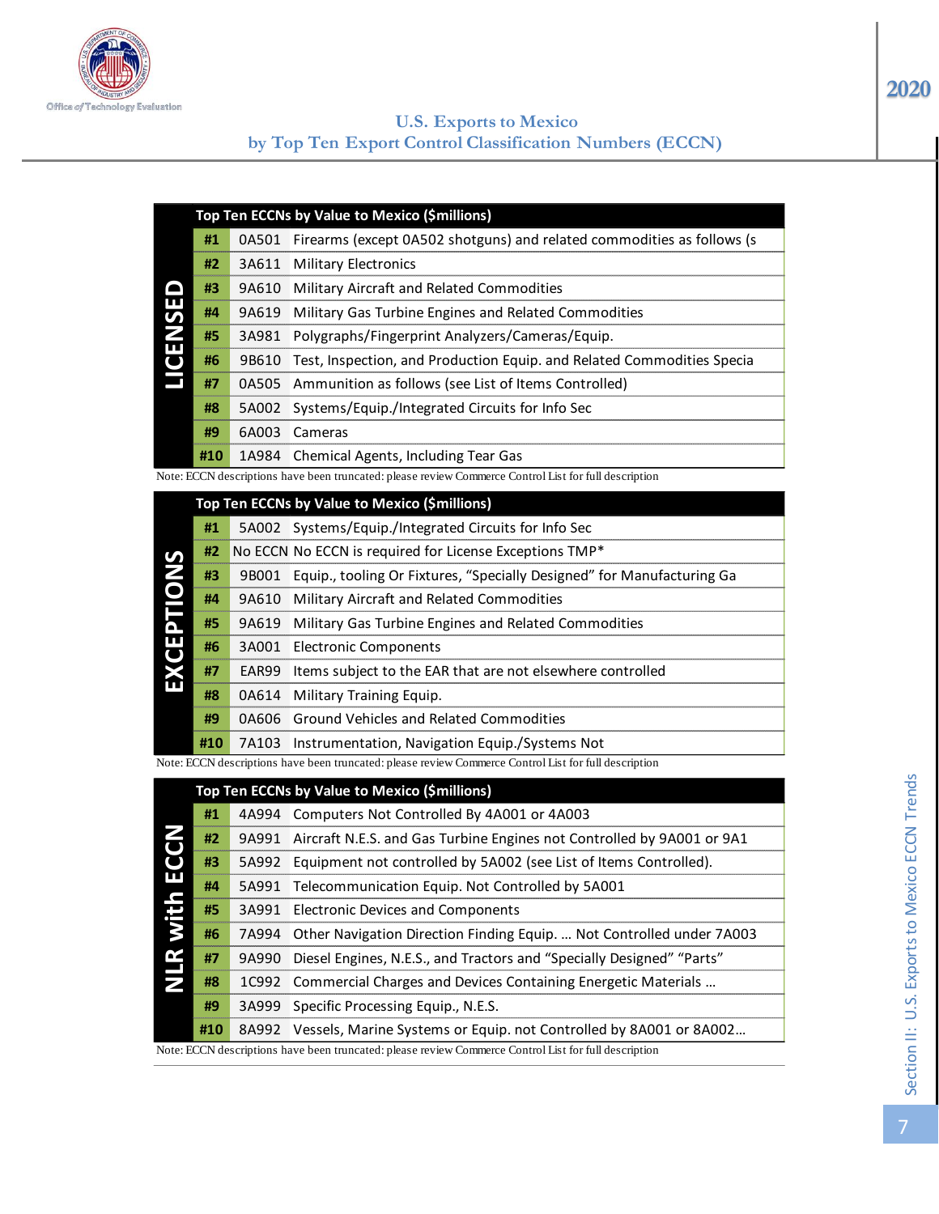# U.S. Exports to Mexico
## by Top Ten Export Control Classification Numbers (ECCN)

**LICENSED**

| Top Ten ECCNs by Value to Mexico ($millions) | | |
|---|---|---|
| #1 | 0A501 | Firearms (except 0A502 shotguns) and related commodities as follows (s |
| #2 | 3A611 | Military Electronics |
| #3 | 9A610 | Military Aircraft and Related Commodities |
| #4 | 9A619 | Military Gas Turbine Engines and Related Commodities |
| #5 | 3A981 | Polygraphs/Fingerprint Analyzers/Cameras/Equip. |
| #6 | 9B610 | Test, Inspection, and Production Equip. and Related Commodities Specia |
| #7 | 0A505 | Ammunition as follows (see List of Items Controlled) |
| #8 | 5A002 | Systems/Equip./Integrated Circuits for Info Sec |
| #9 | 6A003 | Cameras |
| #10 | 1A984 | Chemical Agents, Including Tear Gas |

Note: ECCN descriptions have been truncated: please review Commerce Control List for full description

**EXCEPTIONS**

| Top Ten ECCNs by Value to Mexico ($millions) | | |
|---|---|---|
| #1 | 5A002 | Systems/Equip./Integrated Circuits for Info Sec |
| #2 | No ECCN | No ECCN is required for License Exceptions TMP* |
| #3 | 9B001 | Equip., tooling Or Fixtures, “Specially Designed” for Manufacturing Ga |
| #4 | 9A610 | Military Aircraft and Related Commodities |
| #5 | 9A619 | Military Gas Turbine Engines and Related Commodities |
| #6 | 3A001 | Electronic Components |
| #7 | EAR99 | Items subject to the EAR that are not elsewhere controlled |
| #8 | 0A614 | Military Training Equip. |
| #9 | 0A606 | Ground Vehicles and Related Commodities |
| #10 | 7A103 | Instrumentation, Navigation Equip./Systems Not |

Note: ECCN descriptions have been truncated: please review Commerce Control List for full description

**NLR with ECCN**

| Top Ten ECCNs by Value to Mexico ($millions) | | |
|---|---|---|
| #1 | 4A994 | Computers Not Controlled By 4A001 or 4A003 |
| #2 | 9A991 | Aircraft N.E.S. and Gas Turbine Engines not Controlled by 9A001 or 9A1 |
| #3 | 5A992 | Equipment not controlled by 5A002 (see List of Items Controlled). |
| #4 | 5A991 | Telecommunication Equip. Not Controlled by 5A001 |
| #5 | 3A991 | Electronic Devices and Components |
| #6 | 7A994 | Other Navigation Direction Finding Equip. … Not Controlled under 7A003 |
| #7 | 9A990 | Diesel Engines, N.E.S., and Tractors and “Specially Designed” “Parts” |
| #8 | 1C992 | Commercial Charges and Devices Containing Energetic Materials … |
| #9 | 3A999 | Specific Processing Equip., N.E.S. |
| #10 | 8A992 | Vessels, Marine Systems or Equip. not Controlled by 8A001 or 8A002… |

Note: ECCN descriptions have been truncated: please review Commerce Control List for full description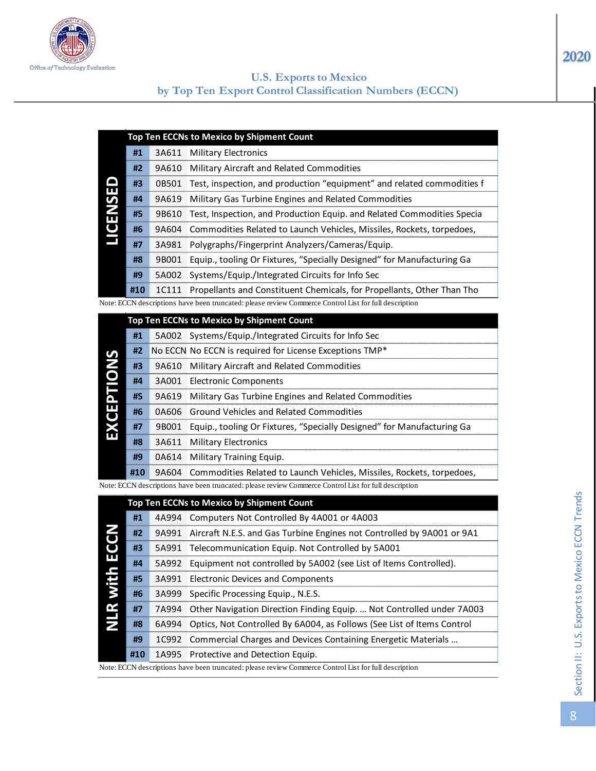# U.S. Exports to Mexico by Top Ten Export Control Classification Numbers (ECCN)

## LICENSED

| Top Ten ECCNs to Mexico by Shipment Count | | |
|---|---|---|
| #1 | 3A611 | Military Electronics |
| #2 | 9A610 | Military Aircraft and Related Commodities |
| #3 | 0B501 | Test, inspection, and production “equipment” and related commodities f |
| #4 | 9A619 | Military Gas Turbine Engines and Related Commodities |
| #5 | 9B610 | Test, Inspection, and Production Equip. and Related Commodities Specia |
| #6 | 9A604 | Commodities Related to Launch Vehicles, Missiles, Rockets, torpedoes, |
| #7 | 3A981 | Polygraphs/Fingerprint Analyzers/Cameras/Equip. |
| #8 | 9B001 | Equip., tooling Or Fixtures, “Specially Designed” for Manufacturing Ga |
| #9 | 5A002 | Systems/Equip./Integrated Circuits for Info Sec |
| #10 | 1C111 | Propellants and Constituent Chemicals, for Propellants, Other Than Tho |

Note: ECCN descriptions have been truncated: please review Commerce Control List for full description

## EXCEPTIONS

| Top Ten ECCNs to Mexico by Shipment Count | | |
|---|---|---|
| #1 | 5A002 | Systems/Equip./Integrated Circuits for Info Sec |
| #2 | No ECCN | No ECCN is required for License Exceptions TMP* |
| #3 | 9A610 | Military Aircraft and Related Commodities |
| #4 | 3A001 | Electronic Components |
| #5 | 9A619 | Military Gas Turbine Engines and Related Commodities |
| #6 | 0A606 | Ground Vehicles and Related Commodities |
| #7 | 9B001 | Equip., tooling Or Fixtures, “Specially Designed” for Manufacturing Ga |
| #8 | 3A611 | Military Electronics |
| #9 | 0A614 | Military Training Equip. |
| #10 | 9A604 | Commodities Related to Launch Vehicles, Missiles, Rockets, torpedoes, |

Note: ECCN descriptions have been truncated: please review Commerce Control List for full description

## NLR with ECCN

| Top Ten ECCNs to Mexico by Shipment Count | | |
|---|---|---|
| #1 | 4A994 | Computers Not Controlled By 4A001 or 4A003 |
| #2 | 9A991 | Aircraft N.E.S. and Gas Turbine Engines not Controlled by 9A001 or 9A1 |
| #3 | 5A991 | Telecommunication Equip. Not Controlled by 5A001 |
| #4 | 5A992 | Equipment not controlled by 5A002 (see List of Items Controlled). |
| #5 | 3A991 | Electronic Devices and Components |
| #6 | 3A999 | Specific Processing Equip., N.E.S. |
| #7 | 7A994 | Other Navigation Direction Finding Equip. … Not Controlled under 7A003 |
| #8 | 6A994 | Optics, Not Controlled By 6A004, as Follows (See List of Items Control |
| #9 | 1C992 | Commercial Charges and Devices Containing Energetic Materials … |
| #10 | 1A995 | Protective and Detection Equip. |

Note: ECCN descriptions have been truncated: please review Commerce Control List for full description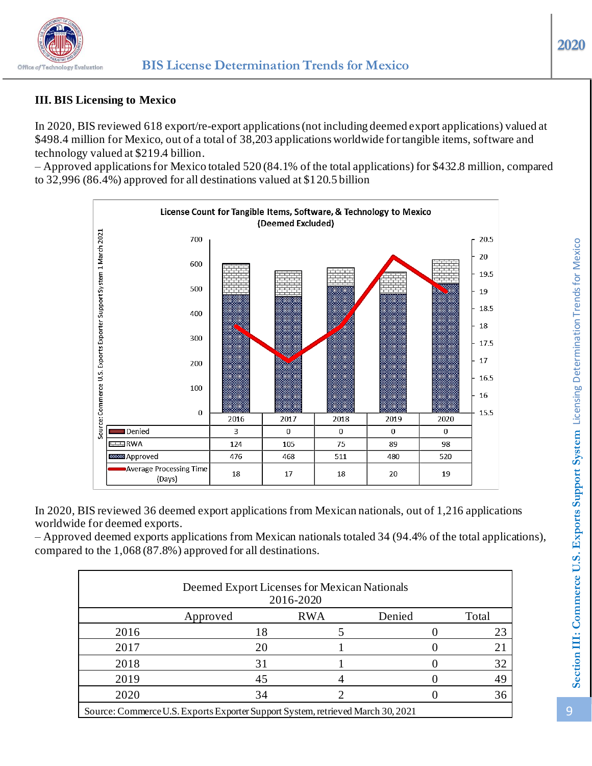## III. BIS Licensing to Mexico

In 2020, BIS reviewed 618 export/re-export applications (not including deemed export applications) valued at $498.4 million for Mexico, out of a total of 38,203 applications worldwide for tangible items, software and technology valued at $219.4 billion.
– Approved applications for Mexico totaled 520 (84.1% of the total applications) for $432.8 million, compared to 32,996 (86.4%) approved for all destinations valued at $120.5 billion

License Count for Tangible Items, Software, & Technology to Mexico
(Deemed Excluded)

Source: Commerce U.S. Exports Exporter Support System 1 March 2021

700, 600, 500, 400, 300, 200, 100, 0

20.5, 20, 19.5, 19, 18.5, 18, 17.5, 17, 16.5, 16, 15.5

2016, 2017, 2018, 2019, 2020

Denied: 3, 0, 0, 0, 0

RWA: 124, 105, 75, 89, 98

Approved: 476, 468, 511, 480, 520

Average Processing Time (Days): 18, 17, 18, 20, 19

In 2020, BIS reviewed 36 deemed export applications from Mexican nationals, out of 1,216 applications worldwide for deemed exports.
– Approved deemed exports applications from Mexican nationals totaled 34 (94.4% of the total applications), compared to the 1,068 (87.8%) approved for all destinations.

Deemed Export Licenses for Mexican Nationals
2016-2020

| | Approved | RWA | Denied | Total |
|---|---|---|---|---|
| 2016 | 18 | 5 | 0 | 23 |
| 2017 | 20 | 1 | 0 | 21 |
| 2018 | 31 | 1 | 0 | 32 |
| 2019 | 45 | 4 | 0 | 49 |
| 2020 | 34 | 2 | 0 | 36 |

Source: Commerce U.S. Exports Exporter Support System, retrieved March 30, 2021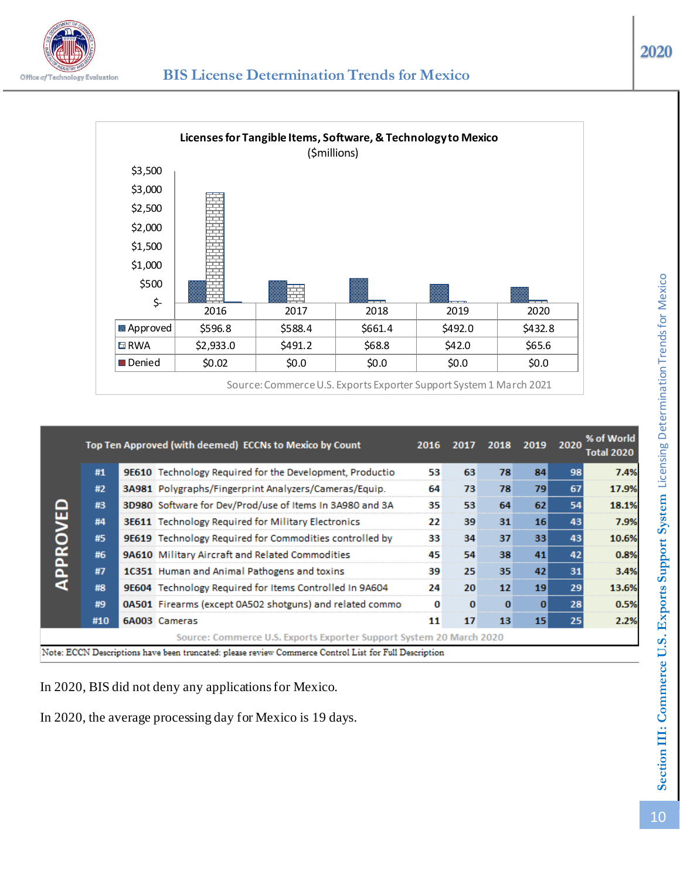**Licenses for Tangible Items, Software, & Technology to Mexico**

($millions)

$3,500
$3,000
$2,500
$2,000
$1,500
$1,000
$500
$-

2016 2017 2018 2019 2020

Approved $596.8 $588.4 $661.4 $492.0 $432.8

RWA $2,933.0 $491.2 $68.8 $42.0 $65.6

Denied $0.02 $0.0 $0.0 $0.0 $0.0

Source: Commerce U.S. Exports Exporter Support System 1 March 2021

| | Top Ten Approved (with deemed) ECCNs to Mexico by Count | | 2016 | 2017 | 2018 | 2019 | 2020 | % of World Total 2020 |
|---|---|---|---|---|---|---|---|---|
| APPROVED #1 | 9E610 | Technology Required for the Development, Productio | 53 | 63 | 78 | 84 | 98 | 7.4% |
| #2 | 3A981 | Polygraphs/Fingerprint Analyzers/Cameras/Equip. | 64 | 73 | 78 | 79 | 67 | 17.9% |
| #3 | 3D980 | Software for Dev/Prod/use of Items In 3A980 and 3A | 35 | 53 | 64 | 62 | 54 | 18.1% |
| #4 | 3E611 | Technology Required for Military Electronics | 22 | 39 | 31 | 16 | 43 | 7.9% |
| #5 | 9E619 | Technology Required for Commodities controlled by | 33 | 34 | 37 | 33 | 43 | 10.6% |
| #6 | 9A610 | Military Aircraft and Related Commodities | 45 | 54 | 38 | 41 | 42 | 0.8% |
| #7 | 1C351 | Human and Animal Pathogens and toxins | 39 | 25 | 35 | 42 | 31 | 3.4% |
| #8 | 9E604 | Technology Required for Items Controlled In 9A604 | 24 | 20 | 12 | 19 | 29 | 13.6% |
| #9 | 0A501 | Firearms (except 0A502 shotguns) and related commo | 0 | 0 | 0 | 0 | 28 | 0.5% |
| #10 | 6A003 | Cameras | 11 | 17 | 13 | 15 | 25 | 2.2% |

Source: Commerce U.S. Exports Exporter Support System 20 March 2020

Note: ECCN Descriptions have been truncated: please review Commerce Control List for Full Description

In 2020, BIS did not deny any applications for Mexico.

In 2020, the average processing day for Mexico is 19 days.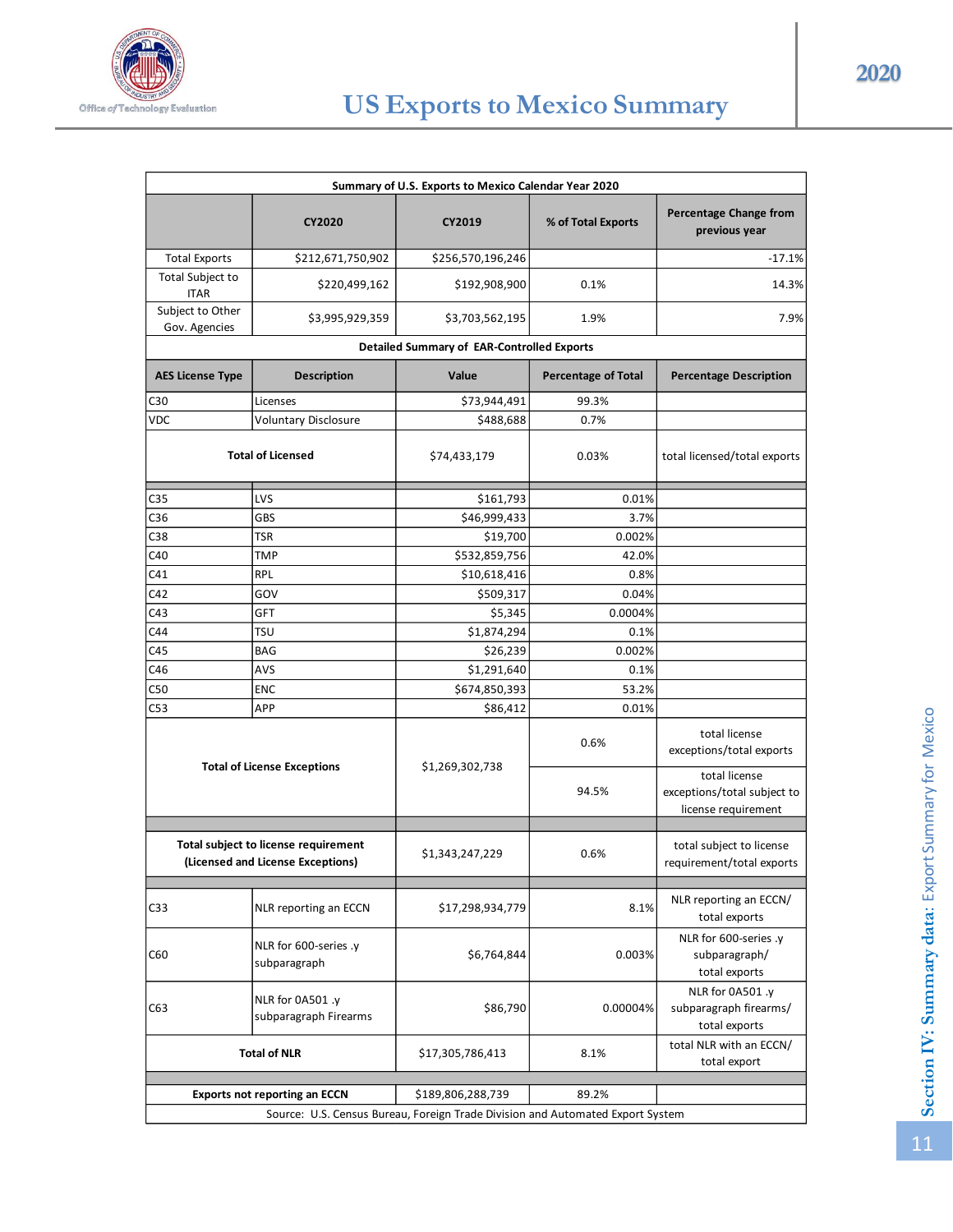# US Exports to Mexico Summary

| Summary of U.S. Exports to Mexico Calendar Year 2020 | | | | |
|---|---|---|---|---|
| | CY2020 | CY2019 | % of Total Exports | Percentage Change from previous year |
| Total Exports | $212,671,750,902 | $256,570,196,246 | | -17.1% |
| Total Subject to ITAR | $220,499,162 | $192,908,900 | 0.1% | 14.3% |
| Subject to Other Gov. Agencies | $3,995,929,359 | $3,703,562,195 | 1.9% | 7.9% |
| **Detailed Summary of EAR-Controlled Exports** | | | | |
| **AES License Type** | **Description** | **Value** | **Percentage of Total** | **Percentage Description** |
| C30 | Licenses | $73,944,491 | 99.3% | |
| VDC | Voluntary Disclosure | $488,688 | 0.7% | |
| **Total of Licensed** | | $74,433,179 | 0.03% | total licensed/total exports |
| C35 | LVS | $161,793 | 0.01% | |
| C36 | GBS | $46,999,433 | 3.7% | |
| C38 | TSR | $19,700 | 0.002% | |
| C40 | TMP | $532,859,756 | 42.0% | |
| C41 | RPL | $10,618,416 | 0.8% | |
| C42 | GOV | $509,317 | 0.04% | |
| C43 | GFT | $5,345 | 0.0004% | |
| C44 | TSU | $1,874,294 | 0.1% | |
| C45 | BAG | $26,239 | 0.002% | |
| C46 | AVS | $1,291,640 | 0.1% | |
| C50 | ENC | $674,850,393 | 53.2% | |
| C53 | APP | $86,412 | 0.01% | |
| **Total of License Exceptions** | | $1,269,302,738 | 0.6% | total license exceptions/total exports |
| | | | 94.5% | total license exceptions/total subject to license requirement |
| **Total subject to license requirement (Licensed and License Exceptions)** | | $1,343,247,229 | 0.6% | total subject to license requirement/total exports |
| C33 | NLR reporting an ECCN | $17,298,934,779 | 8.1% | NLR reporting an ECCN/ total exports |
| C60 | NLR for 600-series .y subparagraph | $6,764,844 | 0.003% | NLR for 600-series .y subparagraph/ total exports |
| C63 | NLR for 0A501 .y subparagraph Firearms | $86,790 | 0.00004% | NLR for 0A501 .y subparagraph firearms/ total exports |
| **Total of NLR** | | $17,305,786,413 | 8.1% | total NLR with an ECCN/ total export |
| **Exports not reporting an ECCN** | | $189,806,288,739 | 89.2% | |

Source: U.S. Census Bureau, Foreign Trade Division and Automated Export System